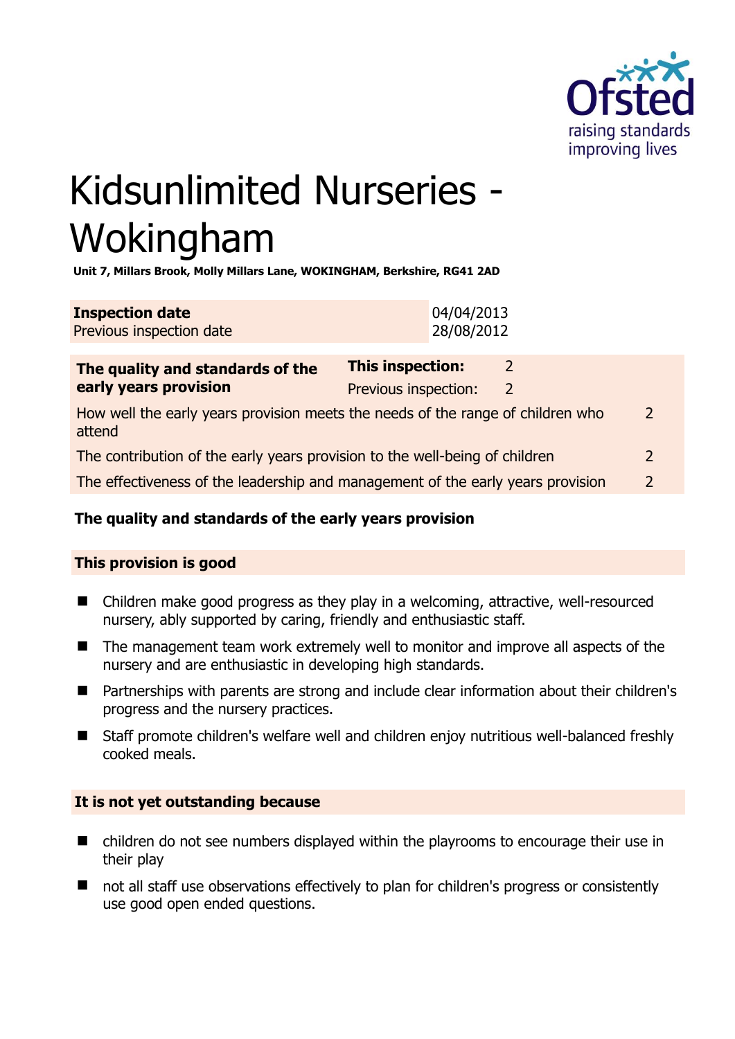# Kidsunlimited Nurseries - Wokingham

**Unit 7, Millars Brook, Molly Millars Lane, WOKINGHAM, Berkshire, RG41 2AD**

| **Inspection date** | 04/04/2013 |
|---|---|
| Previous inspection date | 28/08/2012 |

| **The quality and standards of the early years provision** | **This inspection:** | 2 |
|---|---|---|
| | Previous inspection: | 2 |
| How well the early years provision meets the needs of the range of children who attend | | 2 |
| The contribution of the early years provision to the well-being of children | | 2 |
| The effectiveness of the leadership and management of the early years provision | | 2 |

## The quality and standards of the early years provision

### This provision is good

- Children make good progress as they play in a welcoming, attractive, well-resourced nursery, ably supported by caring, friendly and enthusiastic staff.
- The management team work extremely well to monitor and improve all aspects of the nursery and are enthusiastic in developing high standards.
- Partnerships with parents are strong and include clear information about their children's progress and the nursery practices.
- Staff promote children's welfare well and children enjoy nutritious well-balanced freshly cooked meals.

### It is not yet outstanding because

- children do not see numbers displayed within the playrooms to encourage their use in their play
- not all staff use observations effectively to plan for children's progress or consistently use good open ended questions.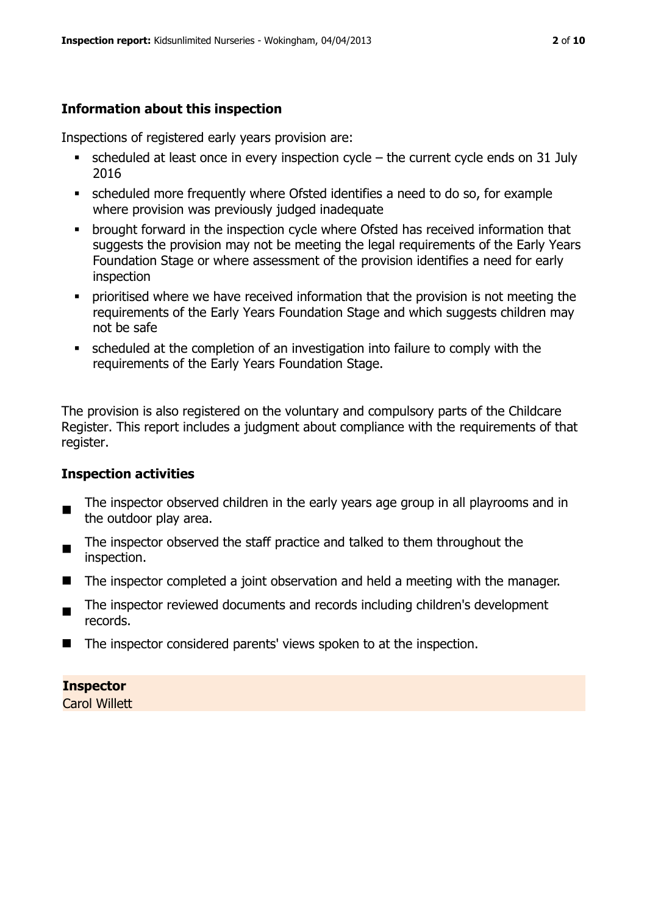## Information about this inspection

Inspections of registered early years provision are:

- scheduled at least once in every inspection cycle – the current cycle ends on 31 July 2016
- scheduled more frequently where Ofsted identifies a need to do so, for example where provision was previously judged inadequate
- brought forward in the inspection cycle where Ofsted has received information that suggests the provision may not be meeting the legal requirements of the Early Years Foundation Stage or where assessment of the provision identifies a need for early inspection
- prioritised where we have received information that the provision is not meeting the requirements of the Early Years Foundation Stage and which suggests children may not be safe
- scheduled at the completion of an investigation into failure to comply with the requirements of the Early Years Foundation Stage.

The provision is also registered on the voluntary and compulsory parts of the Childcare Register. This report includes a judgment about compliance with the requirements of that register.

## Inspection activities

- The inspector observed children in the early years age group in all playrooms and in the outdoor play area.
- The inspector observed the staff practice and talked to them throughout the inspection.
- The inspector completed a joint observation and held a meeting with the manager.
- The inspector reviewed documents and records including children's development records.
- The inspector considered parents' views spoken to at the inspection.

**Inspector**
Carol Willett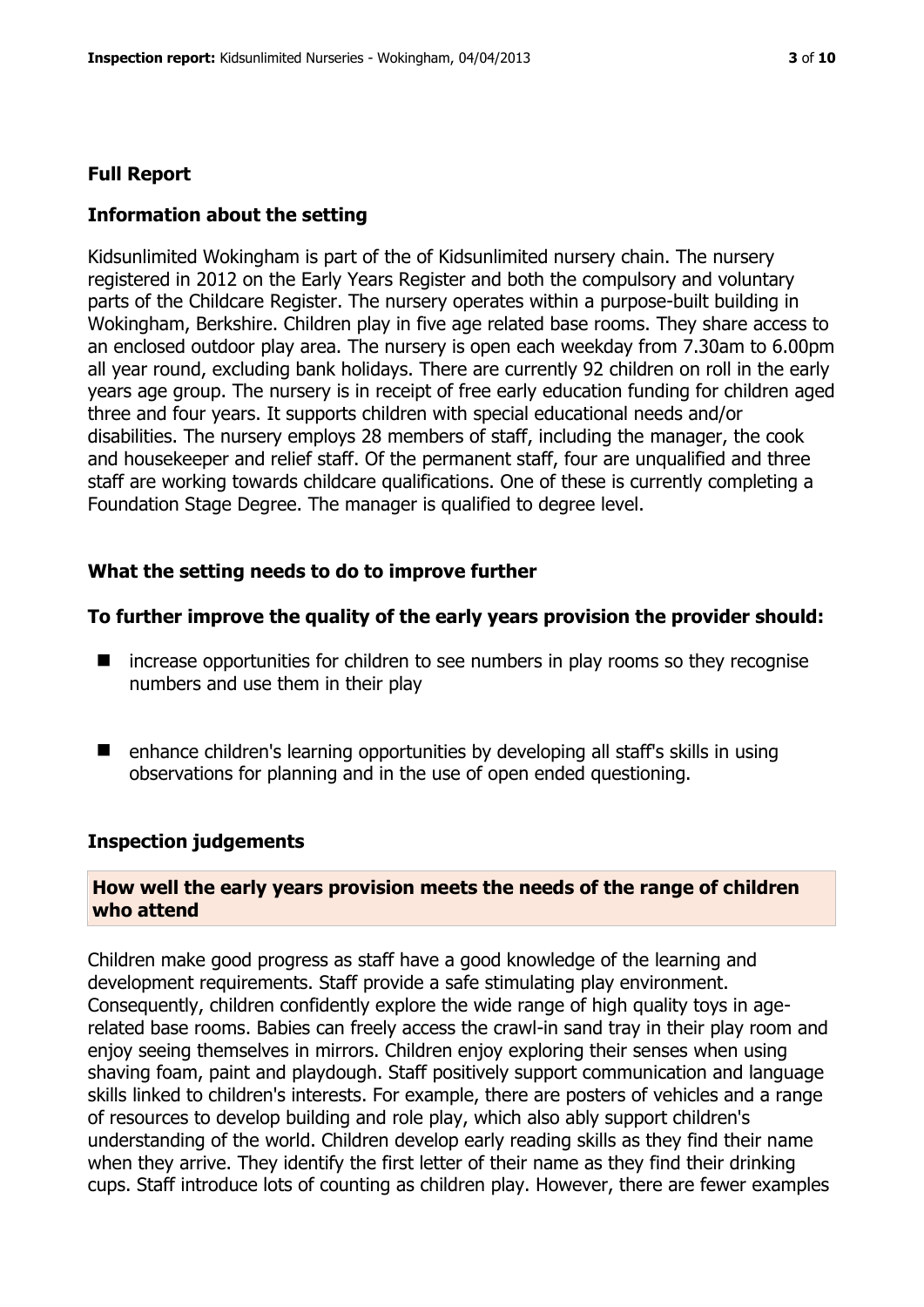## Full Report

### Information about the setting

Kidsunlimited Wokingham is part of the of Kidsunlimited nursery chain. The nursery registered in 2012 on the Early Years Register and both the compulsory and voluntary parts of the Childcare Register. The nursery operates within a purpose-built building in Wokingham, Berkshire. Children play in five age related base rooms. They share access to an enclosed outdoor play area. The nursery is open each weekday from 7.30am to 6.00pm all year round, excluding bank holidays. There are currently 92 children on roll in the early years age group. The nursery is in receipt of free early education funding for children aged three and four years. It supports children with special educational needs and/or disabilities. The nursery employs 28 members of staff, including the manager, the cook and housekeeper and relief staff. Of the permanent staff, four are unqualified and three staff are working towards childcare qualifications. One of these is currently completing a Foundation Stage Degree. The manager is qualified to degree level.

### What the setting needs to do to improve further

**To further improve the quality of the early years provision the provider should:**

- increase opportunities for children to see numbers in play rooms so they recognise numbers and use them in their play
- enhance children's learning opportunities by developing all staff's skills in using observations for planning and in the use of open ended questioning.

### Inspection judgements

#### How well the early years provision meets the needs of the range of children who attend

Children make good progress as staff have a good knowledge of the learning and development requirements. Staff provide a safe stimulating play environment. Consequently, children confidently explore the wide range of high quality toys in age-related base rooms. Babies can freely access the crawl-in sand tray in their play room and enjoy seeing themselves in mirrors. Children enjoy exploring their senses when using shaving foam, paint and playdough. Staff positively support communication and language skills linked to children's interests. For example, there are posters of vehicles and a range of resources to develop building and role play, which also ably support children's understanding of the world. Children develop early reading skills as they find their name when they arrive. They identify the first letter of their name as they find their drinking cups. Staff introduce lots of counting as children play. However, there are fewer examples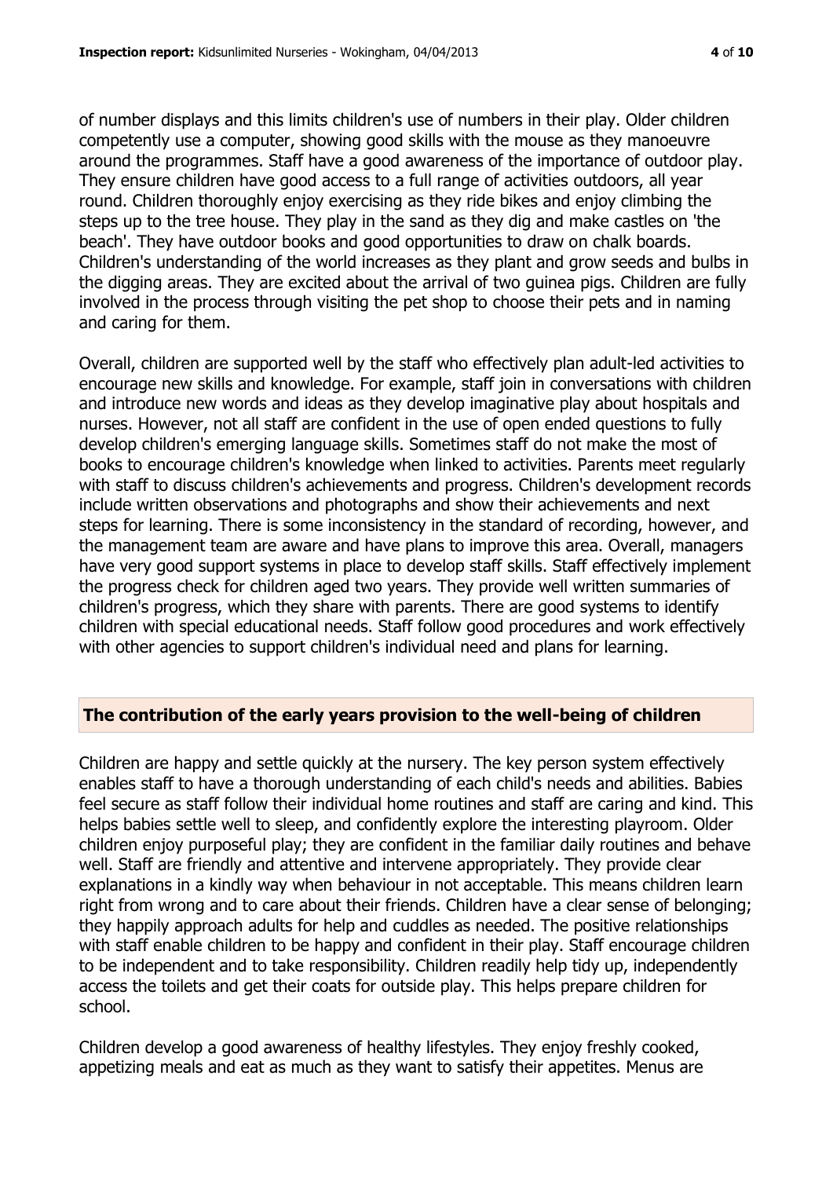of number displays and this limits children's use of numbers in their play. Older children competently use a computer, showing good skills with the mouse as they manoeuvre around the programmes. Staff have a good awareness of the importance of outdoor play. They ensure children have good access to a full range of activities outdoors, all year round. Children thoroughly enjoy exercising as they ride bikes and enjoy climbing the steps up to the tree house. They play in the sand as they dig and make castles on 'the beach'. They have outdoor books and good opportunities to draw on chalk boards. Children's understanding of the world increases as they plant and grow seeds and bulbs in the digging areas. They are excited about the arrival of two guinea pigs. Children are fully involved in the process through visiting the pet shop to choose their pets and in naming and caring for them.

Overall, children are supported well by the staff who effectively plan adult-led activities to encourage new skills and knowledge. For example, staff join in conversations with children and introduce new words and ideas as they develop imaginative play about hospitals and nurses. However, not all staff are confident in the use of open ended questions to fully develop children's emerging language skills. Sometimes staff do not make the most of books to encourage children's knowledge when linked to activities. Parents meet regularly with staff to discuss children's achievements and progress. Children's development records include written observations and photographs and show their achievements and next steps for learning. There is some inconsistency in the standard of recording, however, and the management team are aware and have plans to improve this area. Overall, managers have very good support systems in place to develop staff skills. Staff effectively implement the progress check for children aged two years. They provide well written summaries of children's progress, which they share with parents. There are good systems to identify children with special educational needs. Staff follow good procedures and work effectively with other agencies to support children's individual need and plans for learning.

## The contribution of the early years provision to the well-being of children

Children are happy and settle quickly at the nursery. The key person system effectively enables staff to have a thorough understanding of each child's needs and abilities. Babies feel secure as staff follow their individual home routines and staff are caring and kind. This helps babies settle well to sleep, and confidently explore the interesting playroom. Older children enjoy purposeful play; they are confident in the familiar daily routines and behave well. Staff are friendly and attentive and intervene appropriately. They provide clear explanations in a kindly way when behaviour in not acceptable. This means children learn right from wrong and to care about their friends. Children have a clear sense of belonging; they happily approach adults for help and cuddles as needed. The positive relationships with staff enable children to be happy and confident in their play. Staff encourage children to be independent and to take responsibility. Children readily help tidy up, independently access the toilets and get their coats for outside play. This helps prepare children for school.

Children develop a good awareness of healthy lifestyles. They enjoy freshly cooked, appetizing meals and eat as much as they want to satisfy their appetites. Menus are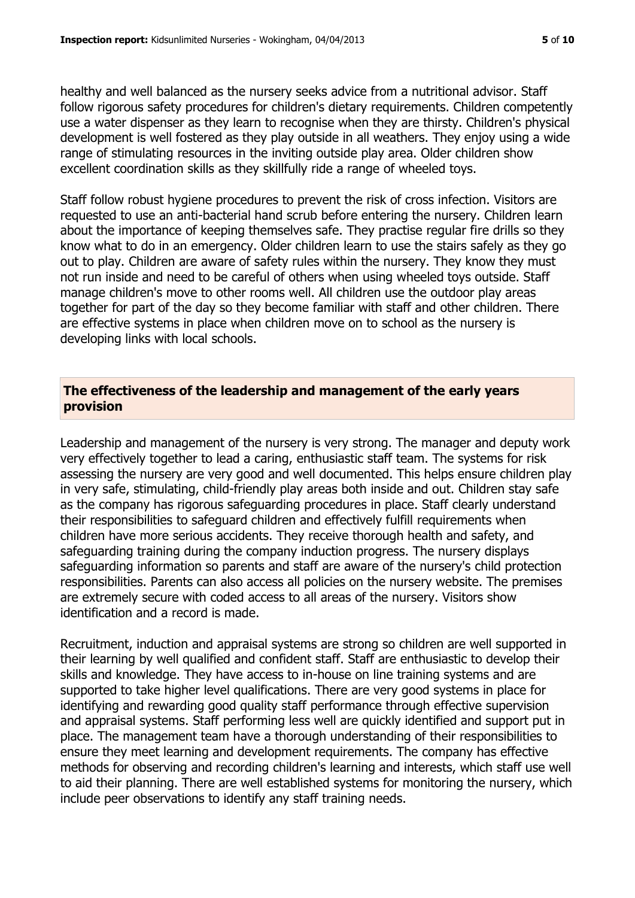healthy and well balanced as the nursery seeks advice from a nutritional advisor. Staff follow rigorous safety procedures for children's dietary requirements. Children competently use a water dispenser as they learn to recognise when they are thirsty. Children's physical development is well fostered as they play outside in all weathers. They enjoy using a wide range of stimulating resources in the inviting outside play area. Older children show excellent coordination skills as they skillfully ride a range of wheeled toys.

Staff follow robust hygiene procedures to prevent the risk of cross infection. Visitors are requested to use an anti-bacterial hand scrub before entering the nursery. Children learn about the importance of keeping themselves safe. They practise regular fire drills so they know what to do in an emergency. Older children learn to use the stairs safely as they go out to play. Children are aware of safety rules within the nursery. They know they must not run inside and need to be careful of others when using wheeled toys outside. Staff manage children's move to other rooms well. All children use the outdoor play areas together for part of the day so they become familiar with staff and other children. There are effective systems in place when children move on to school as the nursery is developing links with local schools.

## The effectiveness of the leadership and management of the early years provision

Leadership and management of the nursery is very strong. The manager and deputy work very effectively together to lead a caring, enthusiastic staff team. The systems for risk assessing the nursery are very good and well documented. This helps ensure children play in very safe, stimulating, child-friendly play areas both inside and out. Children stay safe as the company has rigorous safeguarding procedures in place. Staff clearly understand their responsibilities to safeguard children and effectively fulfill requirements when children have more serious accidents. They receive thorough health and safety, and safeguarding training during the company induction progress. The nursery displays safeguarding information so parents and staff are aware of the nursery's child protection responsibilities. Parents can also access all policies on the nursery website. The premises are extremely secure with coded access to all areas of the nursery. Visitors show identification and a record is made.

Recruitment, induction and appraisal systems are strong so children are well supported in their learning by well qualified and confident staff. Staff are enthusiastic to develop their skills and knowledge. They have access to in-house on line training systems and are supported to take higher level qualifications. There are very good systems in place for identifying and rewarding good quality staff performance through effective supervision and appraisal systems. Staff performing less well are quickly identified and support put in place. The management team have a thorough understanding of their responsibilities to ensure they meet learning and development requirements. The company has effective methods for observing and recording children's learning and interests, which staff use well to aid their planning. There are well established systems for monitoring the nursery, which include peer observations to identify any staff training needs.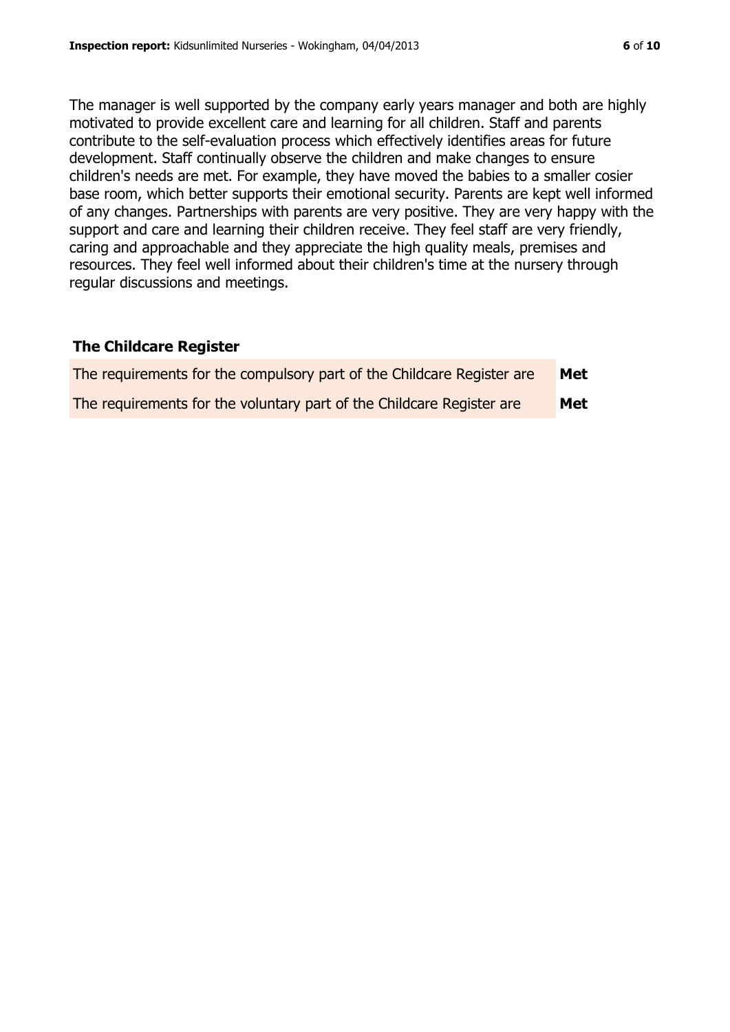The manager is well supported by the company early years manager and both are highly motivated to provide excellent care and learning for all children. Staff and parents contribute to the self-evaluation process which effectively identifies areas for future development. Staff continually observe the children and make changes to ensure children's needs are met. For example, they have moved the babies to a smaller cosier base room, which better supports their emotional security. Parents are kept well informed of any changes. Partnerships with parents are very positive. They are very happy with the support and care and learning their children receive. They feel staff are very friendly, caring and approachable and they appreciate the high quality meals, premises and resources. They feel well informed about their children's time at the nursery through regular discussions and meetings.

## The Childcare Register

| | |
|---|---|
| The requirements for the compulsory part of the Childcare Register are | **Met** |
| The requirements for the voluntary part of the Childcare Register are | **Met** |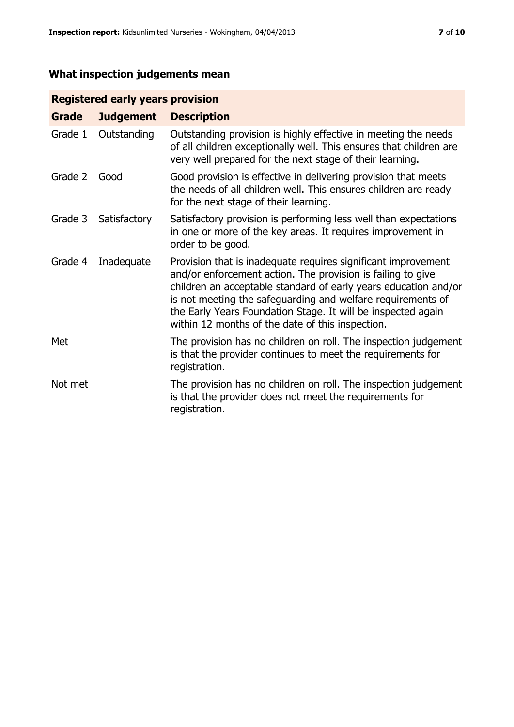## What inspection judgements mean

| Registered early years provision | | |
|---|---|---|
| **Grade** | **Judgement** | **Description** |
| Grade 1 | Outstanding | Outstanding provision is highly effective in meeting the needs of all children exceptionally well. This ensures that children are very well prepared for the next stage of their learning. |
| Grade 2 | Good | Good provision is effective in delivering provision that meets the needs of all children well. This ensures children are ready for the next stage of their learning. |
| Grade 3 | Satisfactory | Satisfactory provision is performing less well than expectations in one or more of the key areas. It requires improvement in order to be good. |
| Grade 4 | Inadequate | Provision that is inadequate requires significant improvement and/or enforcement action. The provision is failing to give children an acceptable standard of early years education and/or is not meeting the safeguarding and welfare requirements of the Early Years Foundation Stage. It will be inspected again within 12 months of the date of this inspection. |
| Met | | The provision has no children on roll. The inspection judgement is that the provider continues to meet the requirements for registration. |
| Not met | | The provision has no children on roll. The inspection judgement is that the provider does not meet the requirements for registration. |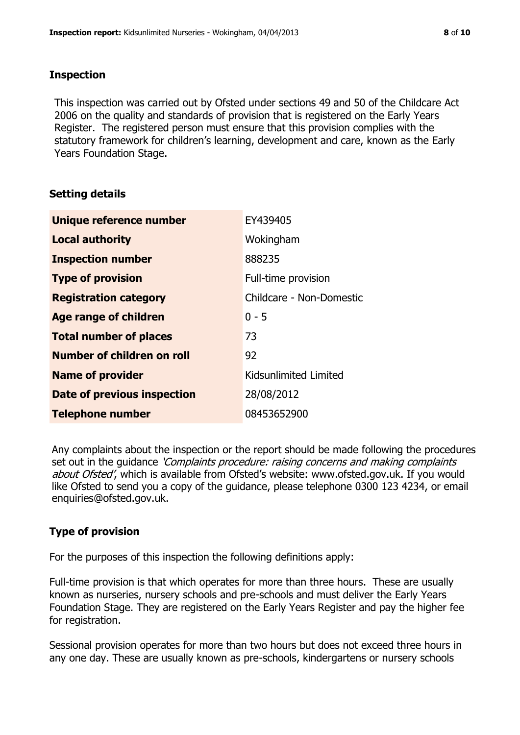## Inspection

This inspection was carried out by Ofsted under sections 49 and 50 of the Childcare Act 2006 on the quality and standards of provision that is registered on the Early Years Register. The registered person must ensure that this provision complies with the statutory framework for children's learning, development and care, known as the Early Years Foundation Stage.

## Setting details

| | |
|---|---|
| **Unique reference number** | EY439405 |
| **Local authority** | Wokingham |
| **Inspection number** | 888235 |
| **Type of provision** | Full-time provision |
| **Registration category** | Childcare - Non-Domestic |
| **Age range of children** | 0 - 5 |
| **Total number of places** | 73 |
| **Number of children on roll** | 92 |
| **Name of provider** | Kidsunlimited Limited |
| **Date of previous inspection** | 28/08/2012 |
| **Telephone number** | 08453652900 |

Any complaints about the inspection or the report should be made following the procedures set out in the guidance *'Complaints procedure: raising concerns and making complaints about Ofsted'*, which is available from Ofsted's website: www.ofsted.gov.uk. If you would like Ofsted to send you a copy of the guidance, please telephone 0300 123 4234, or email enquiries@ofsted.gov.uk.

## Type of provision

For the purposes of this inspection the following definitions apply:

Full-time provision is that which operates for more than three hours. These are usually known as nurseries, nursery schools and pre-schools and must deliver the Early Years Foundation Stage. They are registered on the Early Years Register and pay the higher fee for registration.

Sessional provision operates for more than two hours but does not exceed three hours in any one day. These are usually known as pre-schools, kindergartens or nursery schools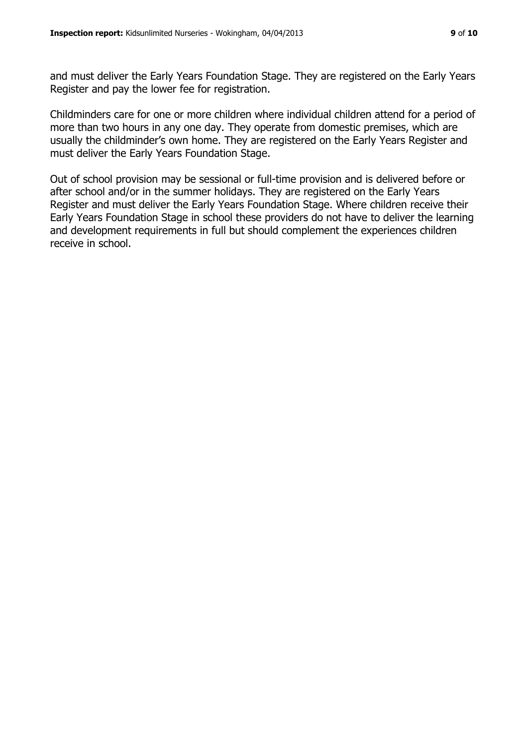and must deliver the Early Years Foundation Stage. They are registered on the Early Years Register and pay the lower fee for registration.

Childminders care for one or more children where individual children attend for a period of more than two hours in any one day. They operate from domestic premises, which are usually the childminder's own home. They are registered on the Early Years Register and must deliver the Early Years Foundation Stage.

Out of school provision may be sessional or full-time provision and is delivered before or after school and/or in the summer holidays. They are registered on the Early Years Register and must deliver the Early Years Foundation Stage. Where children receive their Early Years Foundation Stage in school these providers do not have to deliver the learning and development requirements in full but should complement the experiences children receive in school.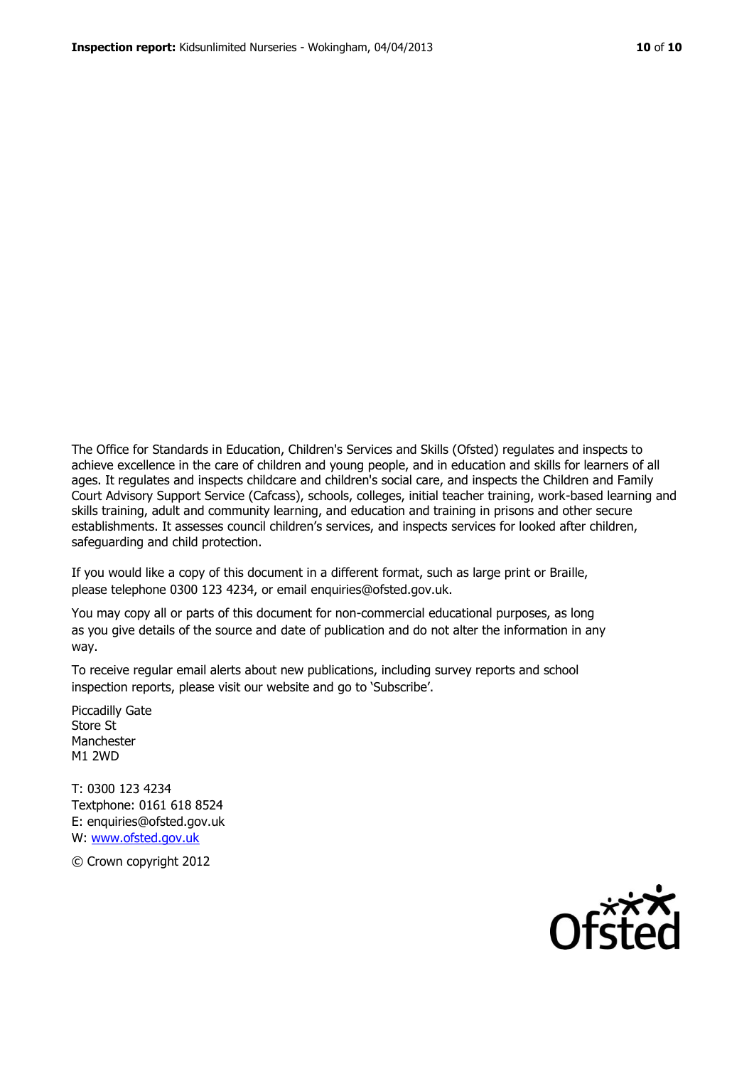The Office for Standards in Education, Children's Services and Skills (Ofsted) regulates and inspects to achieve excellence in the care of children and young people, and in education and skills for learners of all ages. It regulates and inspects childcare and children's social care, and inspects the Children and Family Court Advisory Support Service (Cafcass), schools, colleges, initial teacher training, work-based learning and skills training, adult and community learning, and education and training in prisons and other secure establishments. It assesses council children's services, and inspects services for looked after children, safeguarding and child protection.

If you would like a copy of this document in a different format, such as large print or Braille, please telephone 0300 123 4234, or email enquiries@ofsted.gov.uk.

You may copy all or parts of this document for non-commercial educational purposes, as long as you give details of the source and date of publication and do not alter the information in any way.

To receive regular email alerts about new publications, including survey reports and school inspection reports, please visit our website and go to 'Subscribe'.

Piccadilly Gate
Store St
Manchester
M1 2WD

T: 0300 123 4234
Textphone: 0161 618 8524
E: enquiries@ofsted.gov.uk
W: [www.ofsted.gov.uk](http://www.ofsted.gov.uk)

© Crown copyright 2012

Ofsted